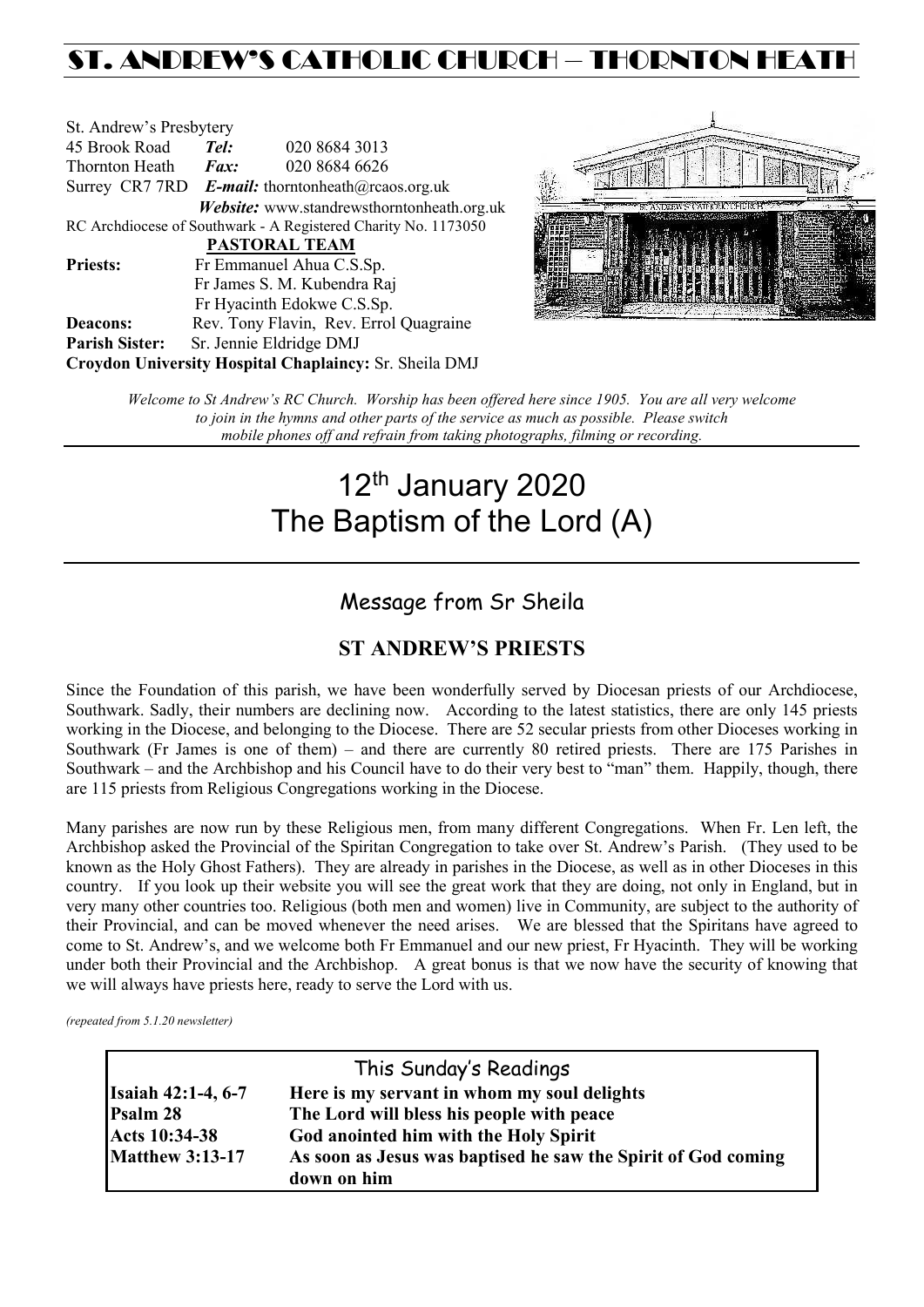# ST. ANDREW'S CATHOLIC CHURCH – THORNTON HEATH

St. Andrew's Presbytery
45 Brook Road *Tel:* 020 8684 3013
Thornton Heath *Fax:* 020 8684 6626
Surrey CR7 7RD *E-mail:* thorntonheath@rcaos.org.uk
*Website:* www.standrewsthorntonheath.org.uk
RC Archdiocese of Southwark - A Registered Charity No. 1173050

**PASTORAL TEAM**

**Priests:** Fr Emmanuel Ahua C.S.Sp.
Fr James S. M. Kubendra Raj
Fr Hyacinth Edokwe C.S.Sp.
**Deacons:** Rev. Tony Flavin, Rev. Errol Quagraine
**Parish Sister:** Sr. Jennie Eldridge DMJ
**Croydon University Hospital Chaplaincy:** Sr. Sheila DMJ

*Welcome to St Andrew's RC Church. Worship has been offered here since 1905. You are all very welcome to join in the hymns and other parts of the service as much as possible. Please switch mobile phones off and refrain from taking photographs, filming or recording.*

# 12th January 2020
# The Baptism of the Lord (A)

## Message from Sr Sheila

### ST ANDREW'S PRIESTS

Since the Foundation of this parish, we have been wonderfully served by Diocesan priests of our Archdiocese, Southwark. Sadly, their numbers are declining now. According to the latest statistics, there are only 145 priests working in the Diocese, and belonging to the Diocese. There are 52 secular priests from other Dioceses working in Southwark (Fr James is one of them) – and there are currently 80 retired priests. There are 175 Parishes in Southwark – and the Archbishop and his Council have to do their very best to "man" them. Happily, though, there are 115 priests from Religious Congregations working in the Diocese.

Many parishes are now run by these Religious men, from many different Congregations. When Fr. Len left, the Archbishop asked the Provincial of the Spiritan Congregation to take over St. Andrew's Parish. (They used to be known as the Holy Ghost Fathers). They are already in parishes in the Diocese, as well as in other Dioceses in this country. If you look up their website you will see the great work that they are doing, not only in England, but in very many other countries too. Religious (both men and women) live in Community, are subject to the authority of their Provincial, and can be moved whenever the need arises. We are blessed that the Spiritans have agreed to come to St. Andrew's, and we welcome both Fr Emmanuel and our new priest, Fr Hyacinth. They will be working under both their Provincial and the Archbishop. A great bonus is that we now have the security of knowing that we will always have priests here, ready to serve the Lord with us.

*(repeated from 5.1.20 newsletter)*

## This Sunday's Readings

| | |
|---|---|
| **Isaiah 42:1-4, 6-7** | **Here is my servant in whom my soul delights** |
| **Psalm 28** | **The Lord will bless his people with peace** |
| **Acts 10:34-38** | **God anointed him with the Holy Spirit** |
| **Matthew 3:13-17** | **As soon as Jesus was baptised he saw the Spirit of God coming down on him** |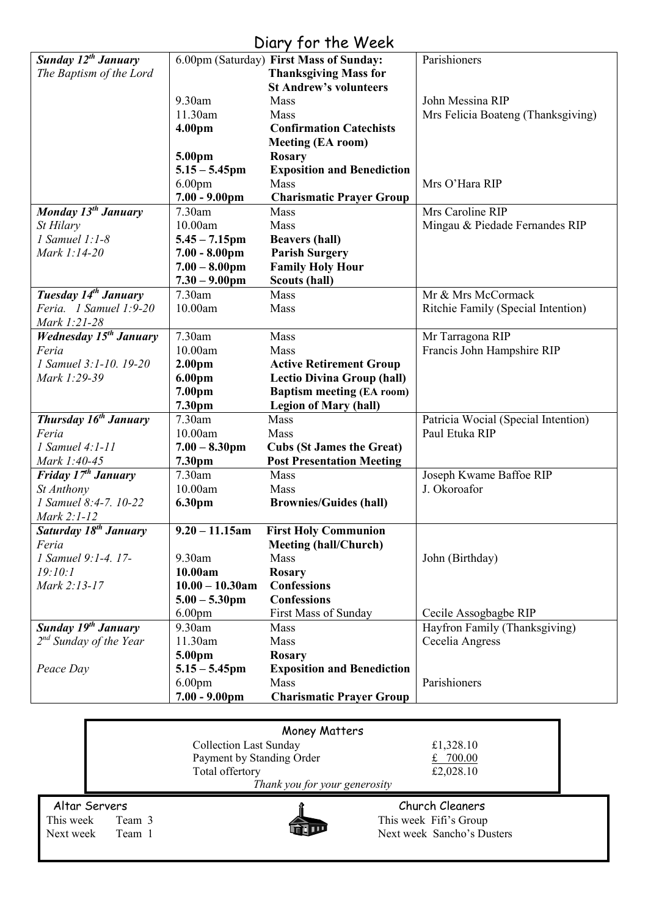# Diary for the Week

| Day | Time | Event | Intention |
|---|---|---|---|
| ***Sunday 12th January*** *The Baptism of the Lord* | 6.00pm (Saturday) | **First Mass of Sunday: Thanksgiving Mass for St Andrew's volunteers** | Parishioners |
| | 9.30am | Mass | John Messina RIP |
| | 11.30am | Mass | Mrs Felicia Boateng (Thanksgiving) |
| | **4.00pm** | **Confirmation Catechists Meeting (EA room)** | |
| | **5.00pm** | **Rosary** | |
| | **5.15 – 5.45pm** | **Exposition and Benediction** | |
| | 6.00pm | Mass | Mrs O'Hara RIP |
| | **7.00 - 9.00pm** | **Charismatic Prayer Group** | |
| ***Monday 13th January*** *St Hilary* *1 Samuel 1:1-8* *Mark 1:14-20* | 7.30am | Mass | Mrs Caroline RIP |
| | 10.00am | Mass | Mingau & Piedade Fernandes RIP |
| | **5.45 – 7.15pm** | **Beavers (hall)** | |
| | **7.00 - 8.00pm** | **Parish Surgery** | |
| | **7.00 – 8.00pm** | **Family Holy Hour** | |
| | **7.30 – 9.00pm** | **Scouts (hall)** | |
| ***Tuesday 14th January*** *Feria. 1 Samuel 1:9-20* *Mark 1:21-28* | 7.30am | Mass | Mr & Mrs McCormack |
| | 10.00am | Mass | Ritchie Family (Special Intention) |
| ***Wednesday 15th January*** *Feria* *1 Samuel 3:1-10. 19-20* *Mark 1:29-39* | 7.30am | Mass | Mr Tarragona RIP |
| | 10.00am | Mass | Francis John Hampshire RIP |
| | **2.00pm** | **Active Retirement Group** | |
| | **6.00pm** | **Lectio Divina Group (hall)** | |
| | **7.00pm** | **Baptism meeting (EA room)** | |
| | **7.30pm** | **Legion of Mary (hall)** | |
| ***Thursday 16th January*** *Feria* *1 Samuel 4:1-11* *Mark 1:40-45* | 7.30am | Mass | Patricia Wocial (Special Intention) |
| | 10.00am | Mass | Paul Etuka RIP |
| | **7.00 – 8.30pm** | **Cubs (St James the Great)** | |
| | **7.30pm** | **Post Presentation Meeting** | |
| ***Friday 17th January*** *St Anthony* *1 Samuel 8:4-7. 10-22* *Mark 2:1-12* | 7.30am | Mass | Joseph Kwame Baffoe RIP |
| | 10.00am | Mass | J. Okoroafor |
| | **6.30pm** | **Brownies/Guides (hall)** | |
| ***Saturday 18th January*** *Feria* *1 Samuel 9:1-4. 17-19:10:1* *Mark 2:13-17* | **9.20 – 11.15am** | **First Holy Communion Meeting (hall/Church)** | |
| | 9.30am | Mass | John (Birthday) |
| | **10.00am** | **Rosary** | |
| | **10.00 – 10.30am** | **Confessions** | |
| | **5.00 – 5.30pm** | **Confessions** | |
| | 6.00pm | First Mass of Sunday | Cecile Assogbagbe RIP |
| ***Sunday 19th January*** *2nd Sunday of the Year* *Peace Day* | 9.30am | Mass | Hayfron Family (Thanksgiving) |
| | 11.30am | Mass | Cecelia Angress |
| | **5.00pm** | **Rosary** | |
| | **5.15 – 5.45pm** | **Exposition and Benediction** | |
| | 6.00pm | Mass | Parishioners |
| | **7.00 - 9.00pm** | **Charismatic Prayer Group** | |

## Money Matters

| | |
|---|---|
| Collection Last Sunday | £1,328.10 |
| Payment by Standing Order | £ 700.00 |
| Total offertory | £2,028.10 |

*Thank you for your generosity*

## Altar Servers

This week Team 3
Next week Team 1

## Church Cleaners

This week Fifi's Group
Next week Sancho's Dusters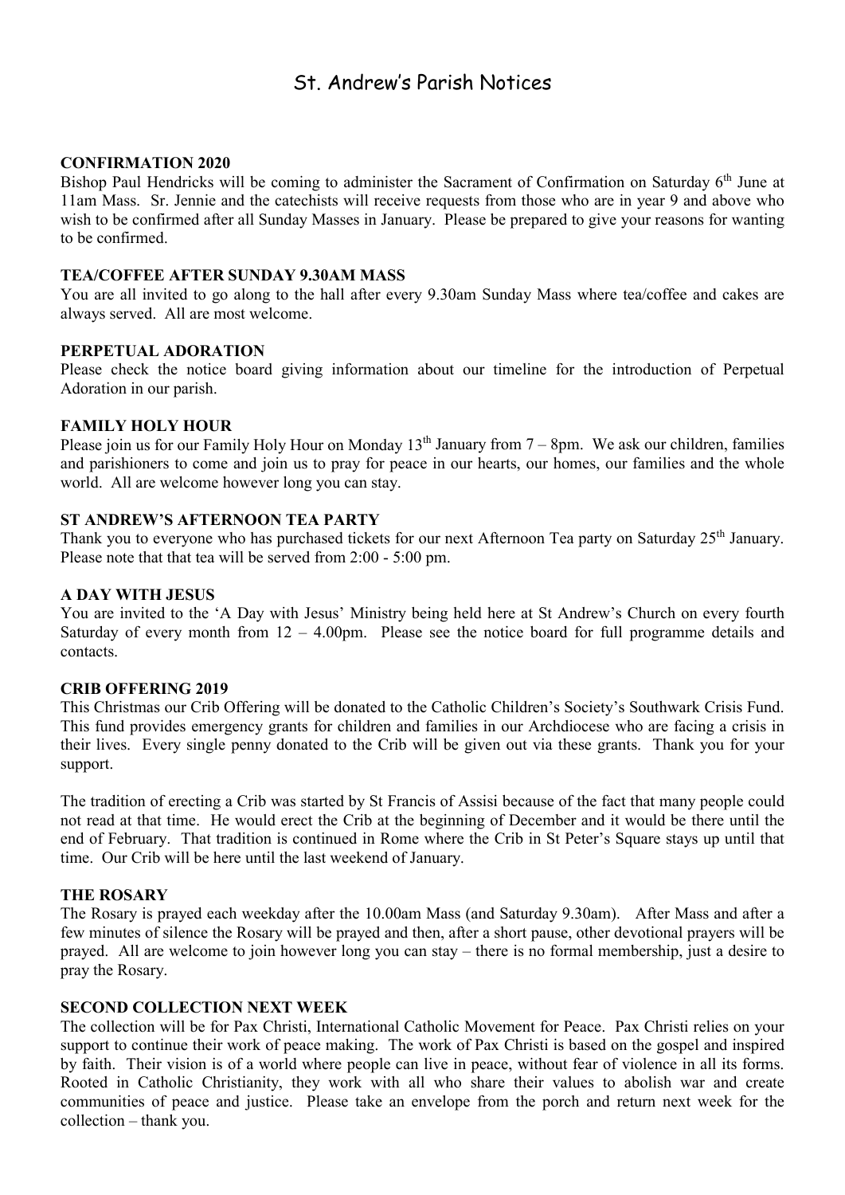# St. Andrew's Parish Notices

**CONFIRMATION 2020**

Bishop Paul Hendricks will be coming to administer the Sacrament of Confirmation on Saturday 6th June at 11am Mass. Sr. Jennie and the catechists will receive requests from those who are in year 9 and above who wish to be confirmed after all Sunday Masses in January. Please be prepared to give your reasons for wanting to be confirmed.

**TEA/COFFEE AFTER SUNDAY 9.30AM MASS**

You are all invited to go along to the hall after every 9.30am Sunday Mass where tea/coffee and cakes are always served. All are most welcome.

**PERPETUAL ADORATION**

Please check the notice board giving information about our timeline for the introduction of Perpetual Adoration in our parish.

**FAMILY HOLY HOUR**

Please join us for our Family Holy Hour on Monday 13th January from 7 – 8pm. We ask our children, families and parishioners to come and join us to pray for peace in our hearts, our homes, our families and the whole world. All are welcome however long you can stay.

**ST ANDREW'S AFTERNOON TEA PARTY**

Thank you to everyone who has purchased tickets for our next Afternoon Tea party on Saturday 25th January. Please note that that tea will be served from 2:00 - 5:00 pm.

**A DAY WITH JESUS**

You are invited to the 'A Day with Jesus' Ministry being held here at St Andrew's Church on every fourth Saturday of every month from 12 – 4.00pm. Please see the notice board for full programme details and contacts.

**CRIB OFFERING 2019**

This Christmas our Crib Offering will be donated to the Catholic Children's Society's Southwark Crisis Fund. This fund provides emergency grants for children and families in our Archdiocese who are facing a crisis in their lives. Every single penny donated to the Crib will be given out via these grants. Thank you for your support.

The tradition of erecting a Crib was started by St Francis of Assisi because of the fact that many people could not read at that time. He would erect the Crib at the beginning of December and it would be there until the end of February. That tradition is continued in Rome where the Crib in St Peter's Square stays up until that time. Our Crib will be here until the last weekend of January.

**THE ROSARY**

The Rosary is prayed each weekday after the 10.00am Mass (and Saturday 9.30am). After Mass and after a few minutes of silence the Rosary will be prayed and then, after a short pause, other devotional prayers will be prayed. All are welcome to join however long you can stay – there is no formal membership, just a desire to pray the Rosary.

**SECOND COLLECTION NEXT WEEK**

The collection will be for Pax Christi, International Catholic Movement for Peace. Pax Christi relies on your support to continue their work of peace making. The work of Pax Christi is based on the gospel and inspired by faith. Their vision is of a world where people can live in peace, without fear of violence in all its forms. Rooted in Catholic Christianity, they work with all who share their values to abolish war and create communities of peace and justice. Please take an envelope from the porch and return next week for the collection – thank you.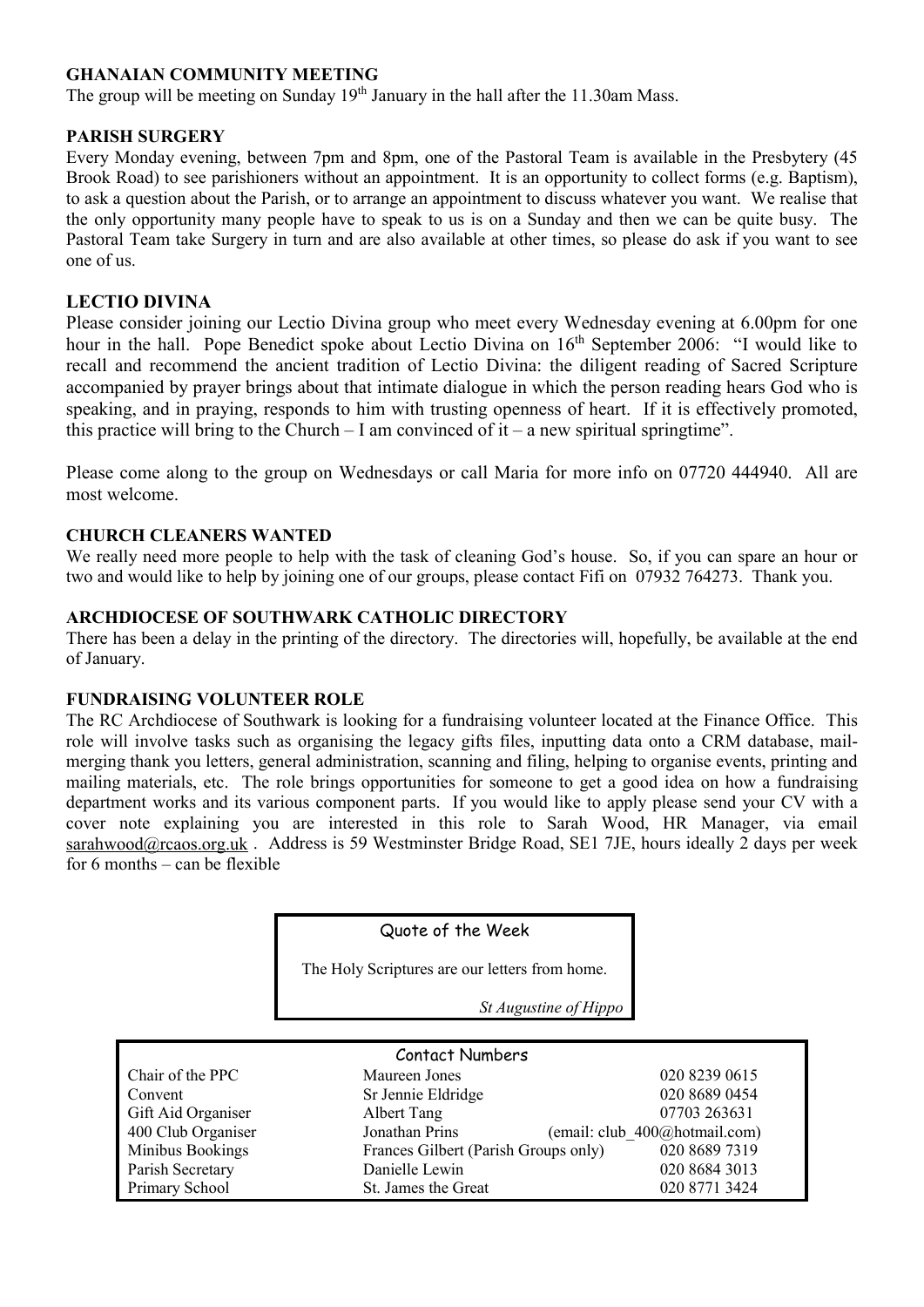**GHANAIAN COMMUNITY MEETING**

The group will be meeting on Sunday 19th January in the hall after the 11.30am Mass.

**PARISH SURGERY**

Every Monday evening, between 7pm and 8pm, one of the Pastoral Team is available in the Presbytery (45 Brook Road) to see parishioners without an appointment. It is an opportunity to collect forms (e.g. Baptism), to ask a question about the Parish, or to arrange an appointment to discuss whatever you want. We realise that the only opportunity many people have to speak to us is on a Sunday and then we can be quite busy. The Pastoral Team take Surgery in turn and are also available at other times, so please do ask if you want to see one of us.

**LECTIO DIVINA**

Please consider joining our Lectio Divina group who meet every Wednesday evening at 6.00pm for one hour in the hall. Pope Benedict spoke about Lectio Divina on 16th September 2006: "I would like to recall and recommend the ancient tradition of Lectio Divina: the diligent reading of Sacred Scripture accompanied by prayer brings about that intimate dialogue in which the person reading hears God who is speaking, and in praying, responds to him with trusting openness of heart. If it is effectively promoted, this practice will bring to the Church – I am convinced of it – a new spiritual springtime".

Please come along to the group on Wednesdays or call Maria for more info on 07720 444940. All are most welcome.

**CHURCH CLEANERS WANTED**

We really need more people to help with the task of cleaning God's house. So, if you can spare an hour or two and would like to help by joining one of our groups, please contact Fifi on 07932 764273. Thank you.

**ARCHDIOCESE OF SOUTHWARK CATHOLIC DIRECTORY**

There has been a delay in the printing of the directory. The directories will, hopefully, be available at the end of January.

**FUNDRAISING VOLUNTEER ROLE**

The RC Archdiocese of Southwark is looking for a fundraising volunteer located at the Finance Office. This role will involve tasks such as organising the legacy gifts files, inputting data onto a CRM database, mail-merging thank you letters, general administration, scanning and filing, helping to organise events, printing and mailing materials, etc. The role brings opportunities for someone to get a good idea on how a fundraising department works and its various component parts. If you would like to apply please send your CV with a cover note explaining you are interested in this role to Sarah Wood, HR Manager, via email sarahwood@rcaos.org.uk . Address is 59 Westminster Bridge Road, SE1 7JE, hours ideally 2 days per week for 6 months – can be flexible

**Quote of the Week**

The Holy Scriptures are our letters from home.

*St Augustine of Hippo*

**Contact Numbers**

| | | |
|---|---|---|
| Chair of the PPC | Maureen Jones | 020 8239 0615 |
| Convent | Sr Jennie Eldridge | 020 8689 0454 |
| Gift Aid Organiser | Albert Tang | 07703 263631 |
| 400 Club Organiser | Jonathan Prins | (email: club_400@hotmail.com) |
| Minibus Bookings | Frances Gilbert (Parish Groups only) | 020 8689 7319 |
| Parish Secretary | Danielle Lewin | 020 8684 3013 |
| Primary School | St. James the Great | 020 8771 3424 |